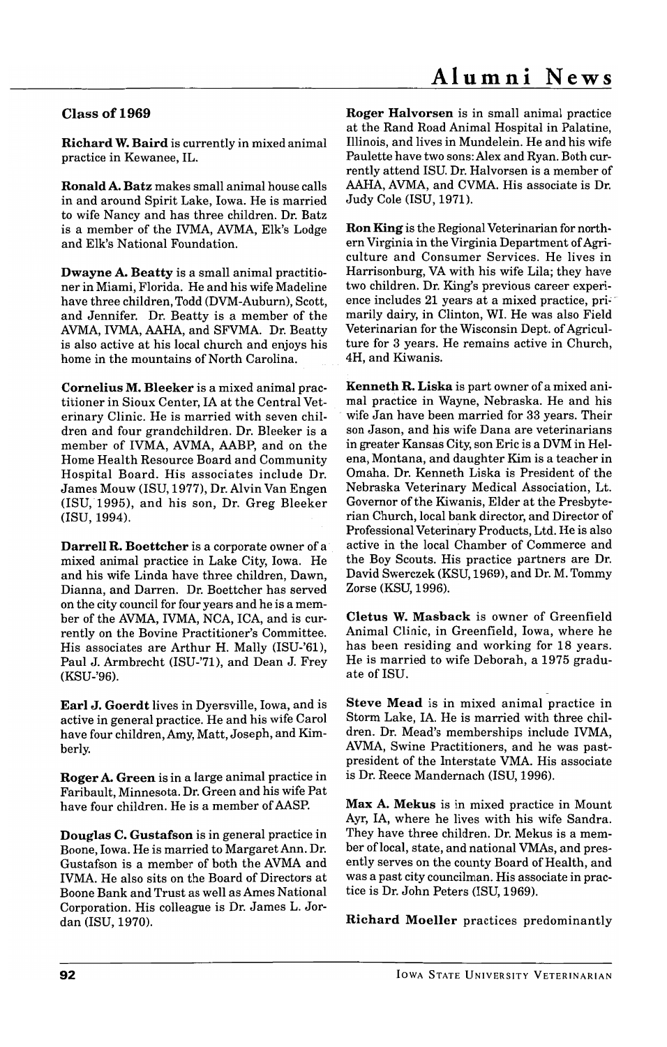## Class of 1969

**Richard W. Baird** is currently in mixed animal practice in Kewanee, IL.

**Ronald A. Batz** makes small animal house calls in and around Spirit Lake, Iowa. He is married to wife Nancy and has three children. Dr. Batz is a member of the IVMA, AVMA, Elk's Lodge and Elk's National Foundation.

**Dwayne A. Beatty** is a small animal practitioner in Miami, Florida. He and his wife Madeline have three children, Todd (DVM-Auburn), Scott, and Jennifer. Dr. Beatty is a member of the AVMA, IVMA, AAHA, and SFVMA. Dr. Beatty is also active at his local church and enjoys his home in the mountains of North Carolina.

**Cornelius M. Bleeker** is a mixed animal practitioner in Sioux Center, IA at the Central Veterinary Clinic. He is married with seven children and four grandchildren. Dr. Bleeker is a member of IVMA, AVMA, AABP, and on the Home Health Resource Board and Community Hospital Board. His associates include Dr. James Mouw (ISU, 1977), Dr. Alvin Van Engen (ISU, 1995), and his son, Dr. Greg Bleeker (ISU, 1994).

**Darrell R. Boettcher** is a corporate owner of a mixed animal practice in Lake City, Iowa. He and his wife Linda have three children, Dawn, Dianna, and Darren. Dr. Boettcher has served on the city council for four years and he is a member of the AVMA, IVMA, NCA, ICA, and is currently on the Bovine Practitioner's Committee. His associates are Arthur H. Mally (ISU-'61), Paul J. Armbrecht (ISU-'71), and Dean J. Frey (KSU-'96).

**Earl J. Goerdt** lives in Dyersville, Iowa, and is active in general practice. He and his wife Carol have four children, Amy, Matt, Joseph, and Kimberly.

**Roger A. Green** is in a large animal practice in Faribault, Minnesota. Dr. Green and his wife Pat have four children. He is a member of AASP.

**Douglas C. Gustafson** is in general practice in Boone, Iowa. He is married to Margaret Ann. Dr. Gustafson is a member of both the AVMA and IVMA. He also sits on the Board of Directors at Boone Bank and Trust as well as Ames National Corporation. His colleague is Dr. James L. Jordan (ISU, 1970).

**Roger Halvorsen** is in small animal practice at the Rand Road Animal Hospital in Palatine, Illinois, and lives in Mundelein. He and his wife Paulette have two sons: Alex and Ryan. Both currently attend ISU. Dr. Halvorsen is a member of AAHA, AVMA, and CVMA. His associate is Dr. Judy Cole (ISU, 1971).

**Ron King** is the Regional Veterinarian for northern Virginia in the Virginia Department of Agriculture and Consumer Services. He lives in Harrisonburg, VA with his wife Lila; they have two children. Dr. King's previous career experience includes 21 years at a mixed practice, primarily dairy, in Clinton, WI. He was also Field Veterinarian for the Wisconsin Dept. of Agriculture for 3 years. He remains active in Church, 4H, and Kiwanis.

**Kenneth R. Liska** is part owner of a mixed animal practice in Wayne, Nebraska. He and his wife Jan have been married for 33 years. Their son Jason, and his wife Dana are veterinarians in greater Kansas City, son Eric is a DVM in Helena, Montana, and daughter Kim is a teacher in Omaha. Dr. Kenneth Liska is President of the Nebraska Veterinary Medical Association, Lt. Governor of the Kiwanis, Elder at the Presbyterian Church, local bank director, and Director of Professional Veterinary Products, Ltd. He is also active in the local Chamber of Commerce and the Boy Scouts. His practice partners are Dr. David Swerczek (KSU, 1969), and Dr. M. Tommy Zorse (KSU, 1996).

**Cletus W. Masback** is owner of Greenfield Animal Clinic, in Greenfield, Iowa, where he has been residing and working for 18 years. He is married to wife Deborah, a 1975 graduate of ISU.

**Steve Mead** is in mixed animal practice in Storm Lake, IA. He is married with three children. Dr. Mead's memberships include IVMA, AVMA, Swine Practitioners, and he was past-president of the Interstate VMA. His associate is Dr. Reece Mandernach (ISU, 1996).

**Max A. Mekus** is in mixed practice in Mount Ayr, IA, where he lives with his wife Sandra. They have three children. Dr. Mekus is a member of local, state, and national VMAs, and presently serves on the county Board of Health, and was a past city councilman. His associate in practice is Dr. John Peters (ISU, 1969).

**Richard Moeller** practices predominantly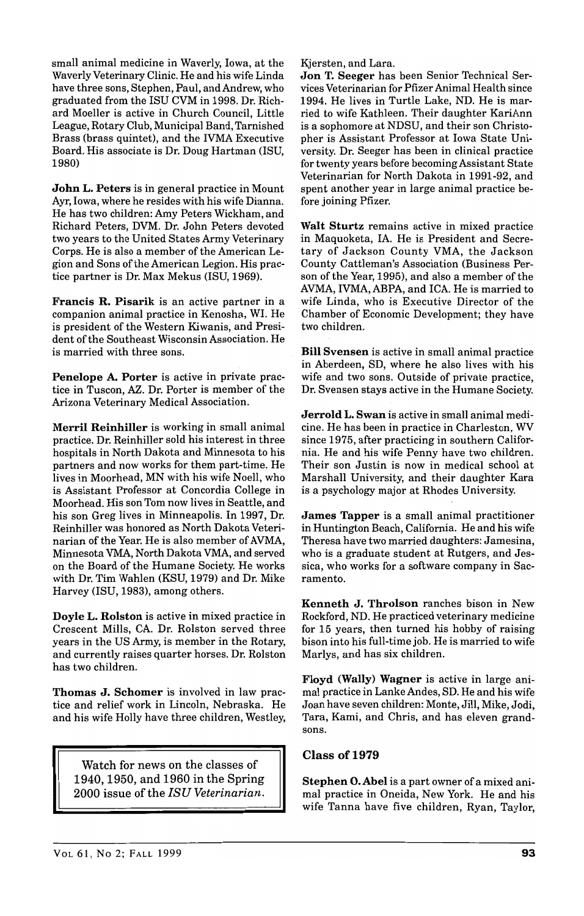small animal medicine in Waverly, Iowa, at the Waverly Veterinary Clinic. He and his wife Linda have three sons, Stephen, Paul, and Andrew, who graduated from the ISU CVM in 1998. Dr. Richard Moeller is active in Church Council, Little League, Rotary Club, Municipal Band, Tarnished Brass (brass quintet), and the IVMA Executive Board. His associate is Dr. Doug Hartman (ISU, 1980)

**John L. Peters** is in general practice in Mount Ayr, Iowa, where he resides with his wife Dianna. He has two children: Amy Peters Wickham, and Richard Peters, DVM. Dr. John Peters devoted two years to the United States Army Veterinary Corps. He is also a member of the American Legion and Sons of the American Legion. His practice partner is Dr. Max Mekus (ISU, 1969).

**Francis R. Pisarik** is an active partner in a companion animal practice in Kenosha, WI. He is president of the Western Kiwanis, and President of the Southeast Wisconsin Association. He is married with three sons.

**Penelope A. Porter** is active in private practice in Tuscon, AZ. Dr. Porter is member of the Arizona Veterinary Medical Association.

**Merril Reinhiller** is working in small animal practice. Dr. Reinhiller sold his interest in three hospitals in North Dakota and Minnesota to his partners and now works for them part-time. He lives in Moorhead, MN with his wife Noell, who is Assistant Professor at Concordia College in Moorhead. His son Tom now lives in Seattle, and his son Greg lives in Minneapolis. In 1997, Dr. Reinhiller was honored as North Dakota Veterinarian of the Year. He is also member of AVMA, Minnesota VMA, North Dakota VMA, and served on the Board of the Humane Society. He works with Dr. Tim Wahlen (KSU, 1979) and Dr. Mike Harvey (ISU, 1983), among others.

**Doyle L. Rolston** is active in mixed practice in Crescent Mills, CA. Dr. Rolston served three years in the US Army, is member in the Rotary, and currently raises quarter horses. Dr. Rolston has two children.

**Thomas J. Schomer** is involved in law practice and relief work in Lincoln, Nebraska. He and his wife Holly have three children, Westley, Kjersten, and Lara.

**Jon T. Seeger** has been Senior Technical Services Veterinarian for Pfizer Animal Health since 1994. He lives in Turtle Lake, ND. He is married to wife Kathleen. Their daughter KariAnn is a sophomore at NDSU, and their son Christopher is Assistant Professor at Iowa State University. Dr. Seeger has been in clinical practice for twenty years before becoming Assistant State Veterinarian for North Dakota in 1991-92, and spent another year in large animal practice before joining Pfizer.

**Walt Sturtz** remains active in mixed practice in Maquoketa, IA. He is President and Secretary of Jackson County VMA, the Jackson County Cattleman's Association (Business Person of the Year, 1995), and also a member of the AVMA, IVMA, ABPA, and ICA. He is married to wife Linda, who is Executive Director of the Chamber of Economic Development; they have two children.

**Bill Svensen** is active in small animal practice in Aberdeen, SD, where he also lives with his wife and two sons. Outside of private practice, Dr. Svensen stays active in the Humane Society.

**Jerrold L. Swan** is active in small animal medicine. He has been in practice in Charleston, WV since 1975, after practicing in southern California. He and his wife Penny have two children. Their son Justin is now in medical school at Marshall University, and their daughter Kara is a psychology major at Rhodes University.

**James Tapper** is a small animal practitioner in Huntington Beach, California. He and his wife Theresa have two married daughters: Jamesina, who is a graduate student at Rutgers, and Jessica, who works for a software company in Sacramento.

**Kenneth J. Throlson** ranches bison in New Rockford, ND. He practiced veterinary medicine for 15 years, then turned his hobby of raising bison into his full-time job. He is married to wife Marlys, and has six children.

**Floyd (Wally) Wagner** is active in large animal practice in Lanke Andes, SD. He and his wife Joan have seven children: Monte, Jill, Mike, Jodi, Tara, Kami, and Chris, and has eleven grandsons.

## Class of 1979

**Stephen O. Abel** is a part owner of a mixed animal practice in Oneida, New York. He and his wife Tanna have five children, Ryan, Taylor,

Watch for news on the classes of 1940, 1950, and 1960 in the Spring 2000 issue of the *ISU Veterinarian*.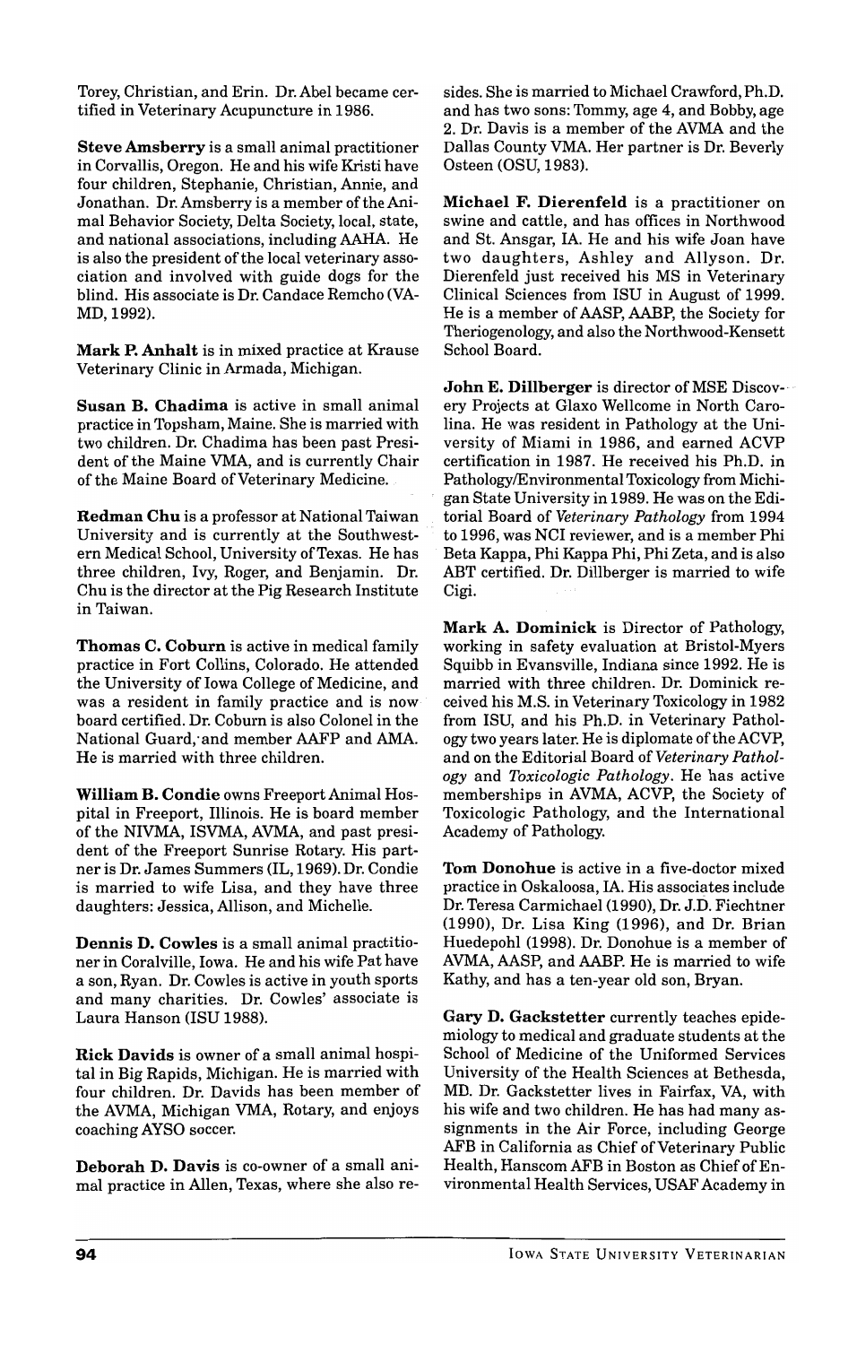Torey, Christian, and Erin. Dr. Abel became certified in Veterinary Acupuncture in 1986.

**Steve Amsberry** is a small animal practitioner in Corvallis, Oregon. He and his wife Kristi have four children, Stephanie, Christian, Annie, and Jonathan. Dr. Amsberry is a member of the Animal Behavior Society, Delta Society, local, state, and national associations, including AAHA. He is also the president of the local veterinary association and involved with guide dogs for the blind. His associate is Dr. Candace Remcho (VA-MD, 1992).

**Mark P. Anhalt** is in mixed practice at Krause Veterinary Clinic in Armada, Michigan.

**Susan B. Chadima** is active in small animal practice in Topsham, Maine. She is married with two children. Dr. Chadima has been past President of the Maine VMA, and is currently Chair of the Maine Board of Veterinary Medicine.

**Redman Chu** is a professor at National Taiwan University and is currently at the Southwestern Medical School, University of Texas. He has three children, Ivy, Roger, and Benjamin. Dr. Chu is the director at the Pig Research Institute in Taiwan.

**Thomas C. Coburn** is active in medical family practice in Fort Collins, Colorado. He attended the University of Iowa College of Medicine, and was a resident in family practice and is now board certified. Dr. Coburn is also Colonel in the National Guard, and member AAFP and AMA. He is married with three children.

**William B. Condie** owns Freeport Animal Hospital in Freeport, Illinois. He is board member of the NIVMA, ISVMA, AVMA, and past president of the Freeport Sunrise Rotary. His partner is Dr. James Summers (IL, 1969). Dr. Condie is married to wife Lisa, and they have three daughters: Jessica, Allison, and Michelle.

**Dennis D. Cowles** is a small animal practitioner in Coralville, Iowa. He and his wife Pat have a son, Ryan. Dr. Cowles is active in youth sports and many charities. Dr. Cowles' associate is Laura Hanson (ISU 1988).

**Rick Davids** is owner of a small animal hospital in Big Rapids, Michigan. He is married with four children. Dr. Davids has been member of the AVMA, Michigan VMA, Rotary, and enjoys coaching AYSO soccer.

**Deborah D. Davis** is co-owner of a small animal practice in Allen, Texas, where she also resides. She is married to Michael Crawford, Ph.D. and has two sons: Tommy, age 4, and Bobby, age 2. Dr. Davis is a member of the AVMA and the Dallas County VMA. Her partner is Dr. Beverly Osteen (OSU, 1983).

**Michael F. Dierenfeld** is a practitioner on swine and cattle, and has offices in Northwood and St. Ansgar, IA. He and his wife Joan have two daughters, Ashley and Allyson. Dr. Dierenfeld just received his MS in Veterinary Clinical Sciences from ISU in August of 1999. He is a member of AASP, AABP, the Society for Theriogenology, and also the Northwood-Kensett School Board.

**John E. Dillberger** is director of MSE Discovery Projects at Glaxo Wellcome in North Carolina. He was resident in Pathology at the University of Miami in 1986, and earned ACVP certification in 1987. He received his Ph.D. in Pathology/Environmental Toxicology from Michigan State University in 1989. He was on the Editorial Board of *Veterinary Pathology* from 1994 to 1996, was NCI reviewer, and is a member Phi Beta Kappa, Phi Kappa Phi, Phi Zeta, and is also ABT certified. Dr. Dillberger is married to wife Cigi.

**Mark A. Dominick** is Director of Pathology, working in safety evaluation at Bristol-Myers Squibb in Evansville, Indiana since 1992. He is married with three children. Dr. Dominick received his M.S. in Veterinary Toxicology in 1982 from ISU, and his Ph.D. in Veterinary Pathology two years later. He is diplomate of the ACVP, and on the Editorial Board of *Veterinary Pathology* and *Toxicologic Pathology*. He has active memberships in AVMA, ACVP, the Society of Toxicologic Pathology, and the International Academy of Pathology.

**Tom Donohue** is active in a five-doctor mixed practice in Oskaloosa, IA. His associates include Dr. Teresa Carmichael (1990), Dr. J.D. Fiechtner (1990), Dr. Lisa King (1996), and Dr. Brian Huedepohl (1998). Dr. Donohue is a member of AVMA, AASP, and AABP. He is married to wife Kathy, and has a ten-year old son, Bryan.

**Gary D. Gackstetter** currently teaches epidemiology to medical and graduate students at the School of Medicine of the Uniformed Services University of the Health Sciences at Bethesda, MD. Dr. Gackstetter lives in Fairfax, VA, with his wife and two children. He has had many assignments in the Air Force, including George AFB in California as Chief of Veterinary Public Health, Hanscom AFB in Boston as Chief of Environmental Health Services, USAF Academy in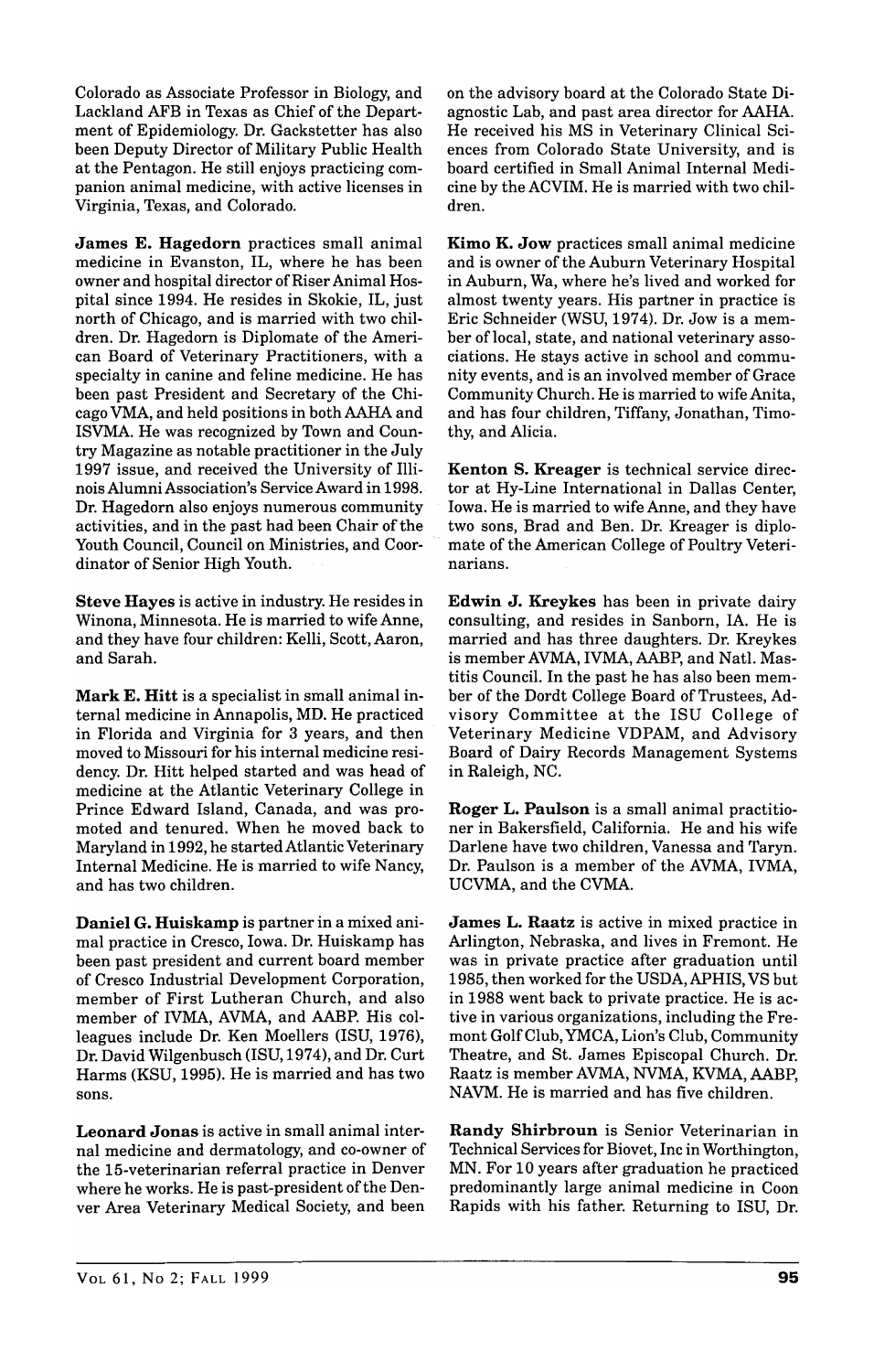Colorado as Associate Professor in Biology, and Lackland AFB in Texas as Chief of the Department of Epidemiology. Dr. Gackstetter has also been Deputy Director of Military Public Health at the Pentagon. He still enjoys practicing companion animal medicine, with active licenses in Virginia, Texas, and Colorado.

**James E. Hagedorn** practices small animal medicine in Evanston, IL, where he has been owner and hospital director of Riser Animal Hospital since 1994. He resides in Skokie, IL, just north of Chicago, and is married with two children. Dr. Hagedorn is Diplomate of the American Board of Veterinary Practitioners, with a specialty in canine and feline medicine. He has been past President and Secretary of the Chicago VMA, and held positions in both AAHA and ISVMA. He was recognized by Town and Country Magazine as notable practitioner in the July 1997 issue, and received the University of Illinois Alumni Association's Service Award in 1998. Dr. Hagedorn also enjoys numerous community activities, and in the past had been Chair of the Youth Council, Council on Ministries, and Coordinator of Senior High Youth.

**Steve Hayes** is active in industry. He resides in Winona, Minnesota. He is married to wife Anne, and they have four children: Kelli, Scott, Aaron, and Sarah.

**Mark E. Hitt** is a specialist in small animal internal medicine in Annapolis, MD. He practiced in Florida and Virginia for 3 years, and then moved to Missouri for his internal medicine residency. Dr. Hitt helped started and was head of medicine at the Atlantic Veterinary College in Prince Edward Island, Canada, and was promoted and tenured. When he moved back to Maryland in 1992, he started Atlantic Veterinary Internal Medicine. He is married to wife Nancy, and has two children.

**Daniel G. Huiskamp** is partner in a mixed animal practice in Cresco, Iowa. Dr. Huiskamp has been past president and current board member of Cresco Industrial Development Corporation, member of First Lutheran Church, and also member of IVMA, AVMA, and AABP. His colleagues include Dr. Ken Moellers (ISU, 1976), Dr. David Wilgenbusch (ISU, 1974), and Dr. Curt Harms (KSU, 1995). He is married and has two sons.

**Leonard Jonas** is active in small animal internal medicine and dermatology, and co-owner of the 15-veterinarian referral practice in Denver where he works. He is past-president of the Denver Area Veterinary Medical Society, and been on the advisory board at the Colorado State Diagnostic Lab, and past area director for AAHA. He received his MS in Veterinary Clinical Sciences from Colorado State University, and is board certified in Small Animal Internal Medicine by the ACVIM. He is married with two children.

**Kimo K. Jow** practices small animal medicine and is owner of the Auburn Veterinary Hospital in Auburn, Wa, where he's lived and worked for almost twenty years. His partner in practice is Eric Schneider (WSU, 1974). Dr. Jow is a member of local, state, and national veterinary associations. He stays active in school and community events, and is an involved member of Grace Community Church. He is married to wife Anita, and has four children, Tiffany, Jonathan, Timothy, and Alicia.

**Kenton S. Kreager** is technical service director at Hy-Line International in Dallas Center, Iowa. He is married to wife Anne, and they have two sons, Brad and Ben. Dr. Kreager is diplomate of the American College of Poultry Veterinarians.

**Edwin J. Kreykes** has been in private dairy consulting, and resides in Sanborn, IA. He is married and has three daughters. Dr. Kreykes is member AVMA, IVMA, AABP, and Natl. Mastitis Council. In the past he has also been member of the Dordt College Board of Trustees, Advisory Committee at the ISU College of Veterinary Medicine VDPAM, and Advisory Board of Dairy Records Management Systems in Raleigh, NC.

**Roger L. Paulson** is a small animal practitioner in Bakersfield, California. He and his wife Darlene have two children, Vanessa and Taryn. Dr. Paulson is a member of the AVMA, IVMA, UCVMA, and the CVMA.

**James L. Raatz** is active in mixed practice in Arlington, Nebraska, and lives in Fremont. He was in private practice after graduation until 1985, then worked for the USDA, APHIS, VS but in 1988 went back to private practice. He is active in various organizations, including the Fremont Golf Club, YMCA, Lion's Club, Community Theatre, and St. James Episcopal Church. Dr. Raatz is member AVMA, NVMA, KVMA, AABP, NAVM. He is married and has five children.

**Randy Shirbroun** is Senior Veterinarian in Technical Services for Biovet, Inc in Worthington, MN. For 10 years after graduation he practiced predominantly large animal medicine in Coon Rapids with his father. Returning to ISU, Dr.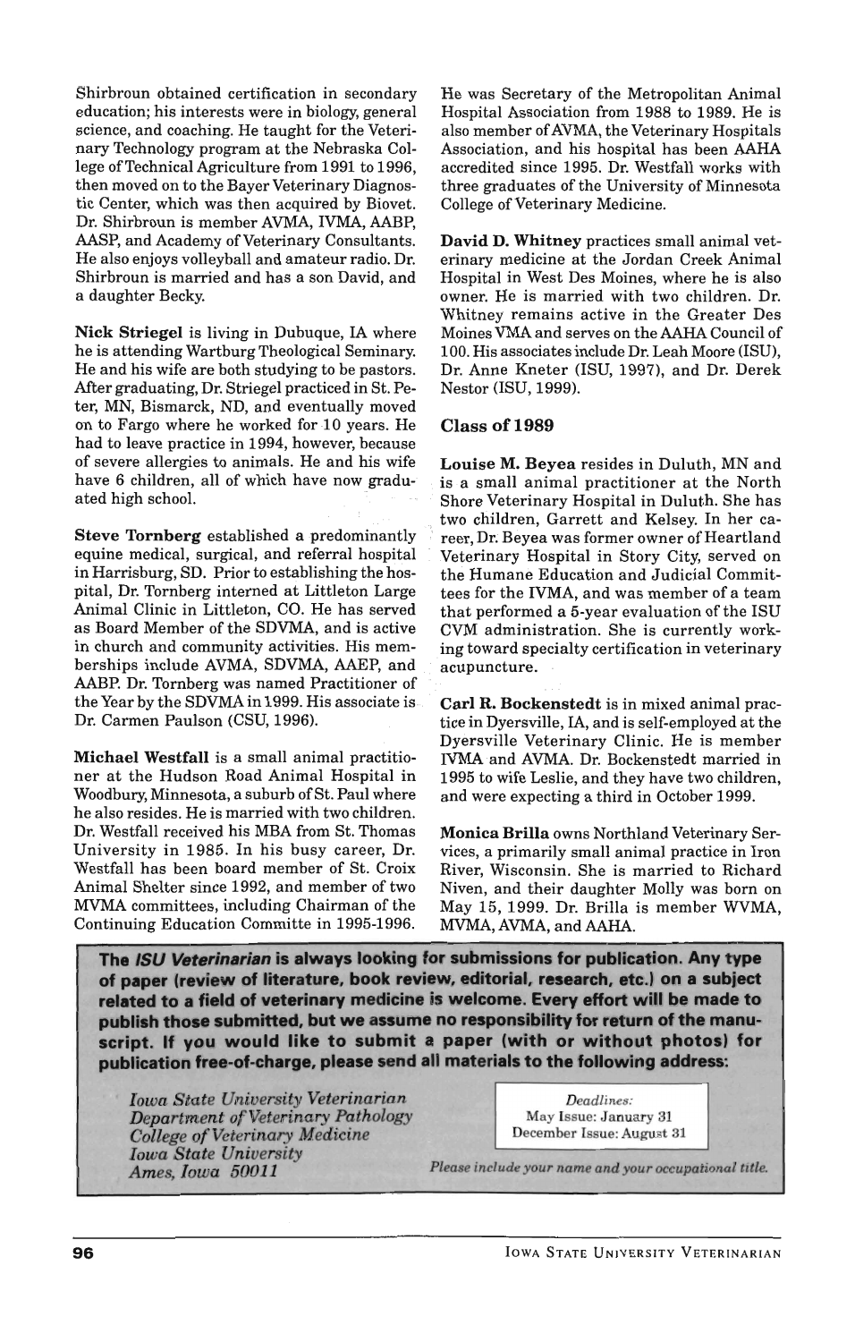Shirbroun obtained certification in secondary education; his interests were in biology, general science, and coaching. He taught for the Veterinary Technology program at the Nebraska College of Technical Agriculture from 1991 to 1996, then moved on to the Bayer Veterinary Diagnostic Center, which was then acquired by Biovet. Dr. Shirbroun is member AVMA, IVMA, AABP, AASP, and Academy of Veterinary Consultants. He also enjoys volleyball and amateur radio. Dr. Shirbroun is married and has a son David, and a daughter Becky.

**Nick Striegel** is living in Dubuque, IA where he is attending Wartburg Theological Seminary. He and his wife are both studying to be pastors. After graduating, Dr. Striegel practiced in St. Peter, MN, Bismarck, ND, and eventually moved on to Fargo where he worked for 10 years. He had to leave practice in 1994, however, because of severe allergies to animals. He and his wife have 6 children, all of which have now graduated high school.

**Steve Tornberg** established a predominantly equine medical, surgical, and referral hospital in Harrisburg, SD. Prior to establishing the hospital, Dr. Tornberg interned at Littleton Large Animal Clinic in Littleton, CO. He has served as Board Member of the SDVMA, and is active in church and community activities. His memberships include AVMA, SDVMA, AAEP, and AABP. Dr. Tornberg was named Practitioner of the Year by the SDVMA in 1999. His associate is Dr. Carmen Paulson (CSU, 1996).

**Michael Westfall** is a small animal practitioner at the Hudson Road Animal Hospital in Woodbury, Minnesota, a suburb of St. Paul where he also resides. He is married with two children. Dr. Westfall received his MBA from St. Thomas University in 1985. In his busy career, Dr. Westfall has been board member of St. Croix Animal Shelter since 1992, and member of two MVMA committees, including Chairman of the Continuing Education Committe in 1995-1996. He was Secretary of the Metropolitan Animal Hospital Association from 1988 to 1989. He is also member of AVMA, the Veterinary Hospitals Association, and his hospital has been AAHA accredited since 1995. Dr. Westfall works with three graduates of the University of Minnesota College of Veterinary Medicine.

**David D. Whitney** practices small animal veterinary medicine at the Jordan Creek Animal Hospital in West Des Moines, where he is also owner. He is married with two children. Dr. Whitney remains active in the Greater Des Moines VMA and serves on the AAHA Council of 100. His associates include Dr. Leah Moore (ISU), Dr. Anne Kneter (ISU, 1997), and Dr. Derek Nestor (ISU, 1999).

### Class of 1989

**Louise M. Beyea** resides in Duluth, MN and is a small animal practitioner at the North Shore Veterinary Hospital in Duluth. She has two children, Garrett and Kelsey. In her career, Dr. Beyea was former owner of Heartland Veterinary Hospital in Story City, served on the Humane Education and Judicial Committees for the IVMA, and was member of a team that performed a 5-year evaluation of the ISU CVM administration. She is currently working toward specialty certification in veterinary acupuncture.

**Carl R. Bockenstedt** is in mixed animal practice in Dyersville, IA, and is self-employed at the Dyersville Veterinary Clinic. He is member IVMA and AVMA. Dr. Bockenstedt married in 1995 to wife Leslie, and they have two children, and were expecting a third in October 1999.

**Monica Brilla** owns Northland Veterinary Services, a primarily small animal practice in Iron River, Wisconsin. She is married to Richard Niven, and their daughter Molly was born on May 15, 1999. Dr. Brilla is member WVMA, MVMA, AVMA, and AAHA.

**The *ISU Veterinarian* is always looking for submissions for publication. Any type of paper (review of literature, book review, editorial, research, etc.) on a subject related to a field of veterinary medicine is welcome. Every effort will be made to publish those submitted, but we assume no responsibility for return of the manuscript. If you would like to submit a paper (with or without photos) for publication free-of-charge, please send all materials to the following address:**

*Iowa State University Veterinarian*
*Department of Veterinary Pathology*
*College of Veterinary Medicine*
*Iowa State University*
*Ames, Iowa 50011*

*Deadlines:*
May Issue: January 31
December Issue: August 31

*Please include your name and your occupational title.*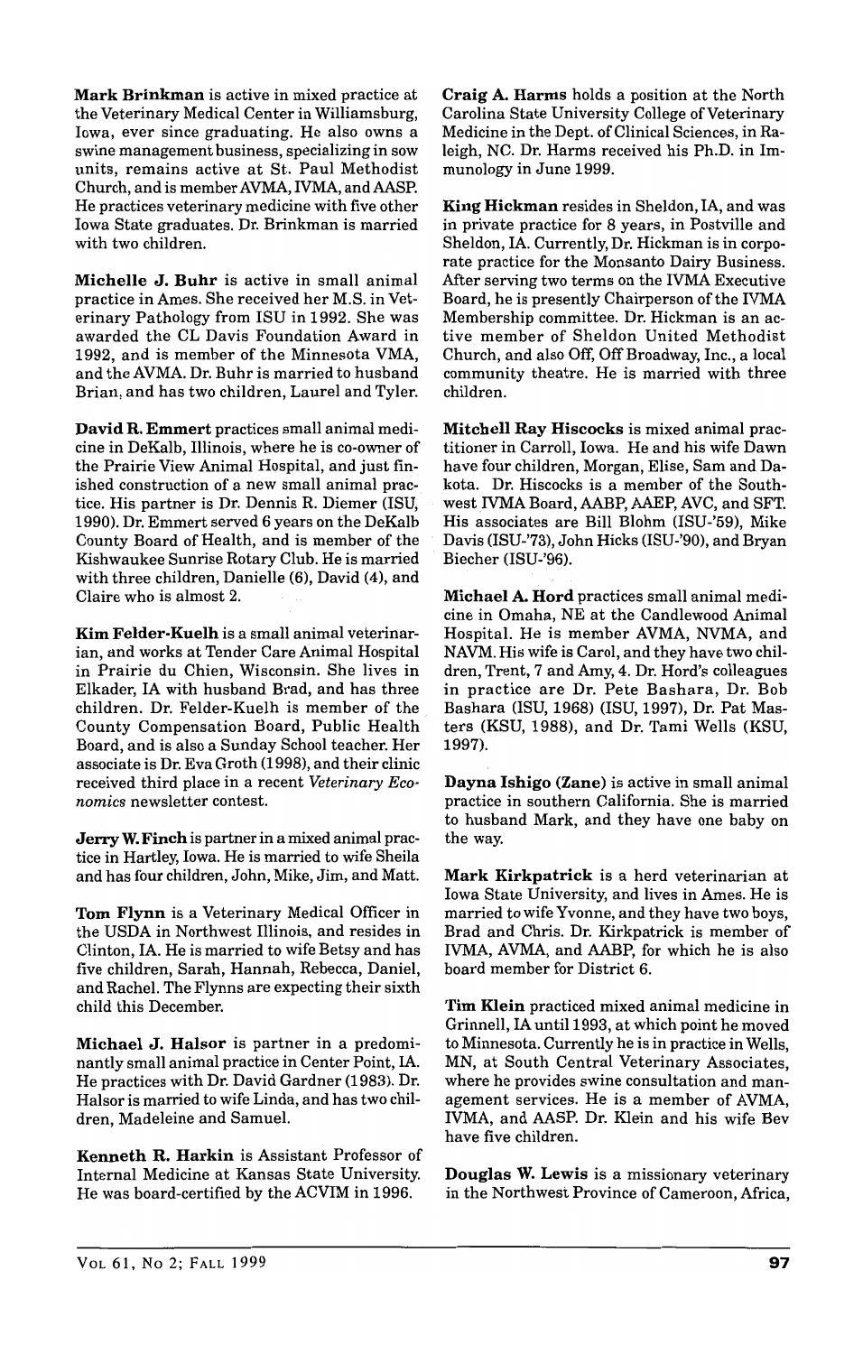**Mark Brinkman** is active in mixed practice at the Veterinary Medical Center in Williamsburg, Iowa, ever since graduating. He also owns a swine management business, specializing in sow units, remains active at St. Paul Methodist Church, and is member AVMA, IVMA, and AASP. He practices veterinary medicine with five other Iowa State graduates. Dr. Brinkman is married with two children.

**Michelle J. Buhr** is active in small animal practice in Ames. She received her M.S. in Veterinary Pathology from ISU in 1992. She was awarded the CL Davis Foundation Award in 1992, and is member of the Minnesota VMA, and the AVMA. Dr. Buhr is married to husband Brian, and has two children, Laurel and Tyler.

**David R. Emmert** practices small animal medicine in DeKalb, Illinois, where he is co-owner of the Prairie View Animal Hospital, and just finished construction of a new small animal practice. His partner is Dr. Dennis R. Diemer (ISU, 1990). Dr. Emmert served 6 years on the DeKalb County Board of Health, and is member of the Kishwaukee Sunrise Rotary Club. He is married with three children, Danielle (6), David (4), and Claire who is almost 2.

**Kim Felder-Kuelh** is a small animal veterinarian, and works at Tender Care Animal Hospital in Prairie du Chien, Wisconsin. She lives in Elkader, IA with husband Brad, and has three children. Dr. Felder-Kuelh is member of the County Compensation Board, Public Health Board, and is also a Sunday School teacher. Her associate is Dr. Eva Groth (1998), and their clinic received third place in a recent *Veterinary Economics* newsletter contest.

**Jerry W. Finch** is partner in a mixed animal practice in Hartley, Iowa. He is married to wife Sheila and has four children, John, Mike, Jim, and Matt.

**Tom Flynn** is a Veterinary Medical Officer in the USDA in Northwest Illinois, and resides in Clinton, IA. He is married to wife Betsy and has five children, Sarah, Hannah, Rebecca, Daniel, and Rachel. The Flynns are expecting their sixth child this December.

**Michael J. Halsor** is partner in a predominantly small animal practice in Center Point, IA. He practices with Dr. David Gardner (1983). Dr. Halsor is married to wife Linda, and has two children, Madeleine and Samuel.

**Kenneth R. Harkin** is Assistant Professor of Internal Medicine at Kansas State University. He was board-certified by the ACVIM in 1996.

**Craig A. Harms** holds a position at the North Carolina State University College of Veterinary Medicine in the Dept. of Clinical Sciences, in Raleigh, NC. Dr. Harms received his Ph.D. in Immunology in June 1999.

**King Hickman** resides in Sheldon, IA, and was in private practice for 8 years, in Postville and Sheldon, IA. Currently, Dr. Hickman is in corporate practice for the Monsanto Dairy Business. After serving two terms on the IVMA Executive Board, he is presently Chairperson of the IVMA Membership committee. Dr. Hickman is an active member of Sheldon United Methodist Church, and also Off, Off Broadway, Inc., a local community theatre. He is married with three children.

**Mitchell Ray Hiscocks** is mixed animal practitioner in Carroll, Iowa. He and his wife Dawn have four children, Morgan, Elise, Sam and Dakota. Dr. Hiscocks is a member of the Southwest IVMA Board, AABP, AAEP, AVC, and SFT. His associates are Bill Blohm (ISU-'59), Mike Davis (ISU-'73), John Hicks (ISU-'90), and Bryan Biecher (ISU-'96).

**Michael A. Hord** practices small animal medicine in Omaha, NE at the Candlewood Animal Hospital. He is member AVMA, NVMA, and NAVM. His wife is Carol, and they have two children, Trent, 7 and Amy, 4. Dr. Hord's colleagues in practice are Dr. Pete Bashara, Dr. Bob Bashara (ISU, 1968) (ISU, 1997), Dr. Pat Masters (KSU, 1988), and Dr. Tami Wells (KSU, 1997).

**Dayna Ishigo (Zane)** is active in small animal practice in southern California. She is married to husband Mark, and they have one baby on the way.

**Mark Kirkpatrick** is a herd veterinarian at Iowa State University, and lives in Ames. He is married to wife Yvonne, and they have two boys, Brad and Chris. Dr. Kirkpatrick is member of IVMA, AVMA, and AABP, for which he is also board member for District 6.

**Tim Klein** practiced mixed animal medicine in Grinnell, IA until 1993, at which point he moved to Minnesota. Currently he is in practice in Wells, MN, at South Central Veterinary Associates, where he provides swine consultation and management services. He is a member of AVMA, IVMA, and AASP. Dr. Klein and his wife Bev have five children.

**Douglas W. Lewis** is a missionary veterinary in the Northwest Province of Cameroon, Africa,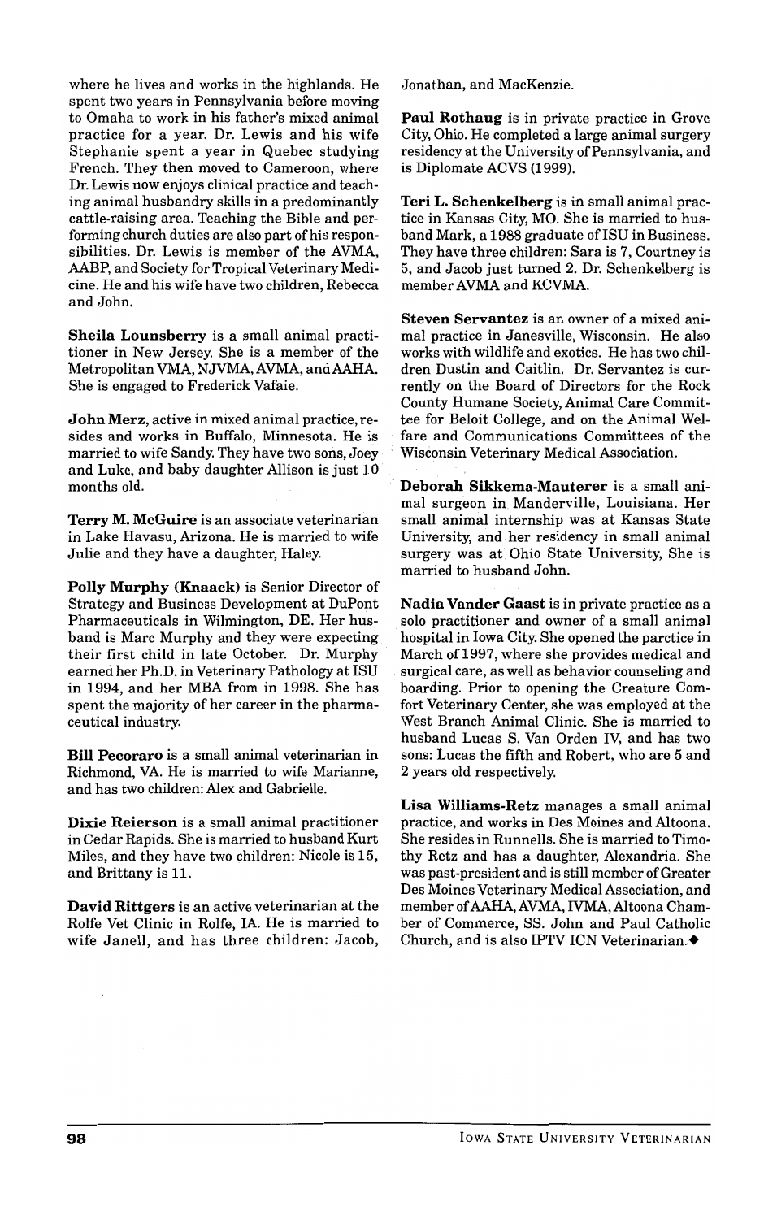where he lives and works in the highlands. He spent two years in Pennsylvania before moving to Omaha to work in his father's mixed animal practice for a year. Dr. Lewis and his wife Stephanie spent a year in Quebec studying French. They then moved to Cameroon, where Dr. Lewis now enjoys clinical practice and teaching animal husbandry skills in a predominantly cattle-raising area. Teaching the Bible and performing church duties are also part of his responsibilities. Dr. Lewis is member of the AVMA, AABP, and Society for Tropical Veterinary Medicine. He and his wife have two children, Rebecca and John.

**Sheila Lounsberry** is a small animal practitioner in New Jersey. She is a member of the Metropolitan VMA, NJVMA, AVMA, and AAHA. She is engaged to Frederick Vafaie.

**John Merz**, active in mixed animal practice, resides and works in Buffalo, Minnesota. He is married to wife Sandy. They have two sons, Joey and Luke, and baby daughter Allison is just 10 months old.

**Terry M. McGuire** is an associate veterinarian in Lake Havasu, Arizona. He is married to wife Julie and they have a daughter, Haley.

**Polly Murphy (Knaack)** is Senior Director of Strategy and Business Development at DuPont Pharmaceuticals in Wilmington, DE. Her husband is Marc Murphy and they were expecting their first child in late October. Dr. Murphy earned her Ph.D. in Veterinary Pathology at ISU in 1994, and her MBA from in 1998. She has spent the majority of her career in the pharmaceutical industry.

**Bill Pecoraro** is a small animal veterinarian in Richmond, VA. He is married to wife Marianne, and has two children: Alex and Gabrielle.

**Dixie Reierson** is a small animal practitioner in Cedar Rapids. She is married to husband Kurt Miles, and they have two children: Nicole is 15, and Brittany is 11.

**David Rittgers** is an active veterinarian at the Rolfe Vet Clinic in Rolfe, IA. He is married to wife Janell, and has three children: Jacob, Jonathan, and MacKenzie.

**Paul Rothaug** is in private practice in Grove City, Ohio. He completed a large animal surgery residency at the University of Pennsylvania, and is Diplomate ACVS (1999).

**Teri L. Schenkelberg** is in small animal practice in Kansas City, MO. She is married to husband Mark, a 1988 graduate of ISU in Business. They have three children: Sara is 7, Courtney is 5, and Jacob just turned 2. Dr. Schenkelberg is member AVMA and KCVMA.

**Steven Servantez** is an owner of a mixed animal practice in Janesville, Wisconsin. He also works with wildlife and exotics. He has two children Dustin and Caitlin. Dr. Servantez is currently on the Board of Directors for the Rock County Humane Society, Animal Care Committee for Beloit College, and on the Animal Welfare and Communications Committees of the Wisconsin Veterinary Medical Association.

**Deborah Sikkema-Mauterer** is a small animal surgeon in Manderville, Louisiana. Her small animal internship was at Kansas State University, and her residency in small animal surgery was at Ohio State University, She is married to husband John.

**Nadia Vander Gaast** is in private practice as a solo practitioner and owner of a small animal hospital in Iowa City. She opened the parctice in March of 1997, where she provides medical and surgical care, as well as behavior counseling and boarding. Prior to opening the Creature Comfort Veterinary Center, she was employed at the West Branch Animal Clinic. She is married to husband Lucas S. Van Orden IV, and has two sons: Lucas the fifth and Robert, who are 5 and 2 years old respectively.

**Lisa Williams-Retz** manages a small animal practice, and works in Des Moines and Altoona. She resides in Runnells. She is married to Timothy Retz and has a daughter, Alexandria. She was past-president and is still member of Greater Des Moines Veterinary Medical Association, and member of AAHA, AVMA, IVMA, Altoona Chamber of Commerce, SS. John and Paul Catholic Church, and is also IPTV ICN Veterinarian.◆